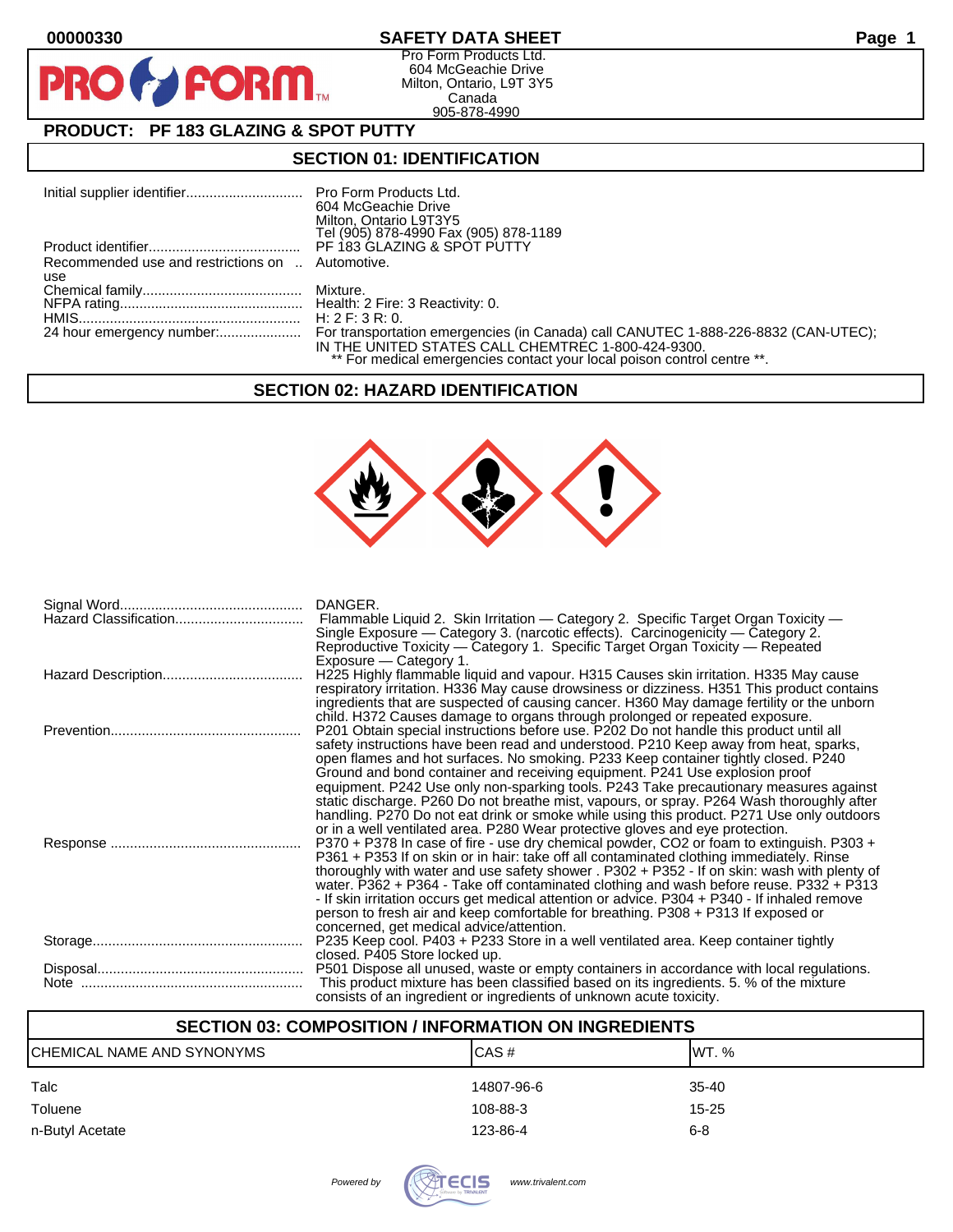00000330 **SAFETY DATA SHEET**

Pro Form Products Ltd.
604 McGeachie Drive
Milton, Ontario, L9T 3Y5
Canada
905-878-4990

## PRODUCT: PF 183 GLAZING & SPOT PUTTY

## SECTION 01: IDENTIFICATION

| | |
|---|---|
| Initial supplier identifier | Pro Form Products Ltd. 604 McGeachie Drive Milton, Ontario L9T3Y5 Tel (905) 878-4990 Fax (905) 878-1189 |
| Product identifier | PF 183 GLAZING & SPOT PUTTY |
| Recommended use and restrictions on use | Automotive. |
| Chemical family | Mixture. |
| NFPA rating | Health: 2 Fire: 3 Reactivity: 0. |
| HMIS | H: 2 F: 3 R: 0. |
| 24 hour emergency number: | For transportation emergencies (in Canada) call CANUTEC 1-888-226-8832 (CAN-UTEC); IN THE UNITED STATES CALL CHEMTREC 1-800-424-9300. ** For medical emergencies contact your local poison control centre **. |

## SECTION 02: HAZARD IDENTIFICATION

| | |
|---|---|
| Signal Word | DANGER. |
| Hazard Classification | Flammable Liquid 2. Skin Irritation — Category 2. Specific Target Organ Toxicity — Single Exposure — Category 3. (narcotic effects). Carcinogenicity — Category 2. Reproductive Toxicity — Category 1. Specific Target Organ Toxicity — Repeated Exposure — Category 1. |
| Hazard Description | H225 Highly flammable liquid and vapour. H315 Causes skin irritation. H335 May cause respiratory irritation. H336 May cause drowsiness or dizziness. H351 This product contains ingredients that are suspected of causing cancer. H360 May damage fertility or the unborn child. H372 Causes damage to organs through prolonged or repeated exposure. |
| Prevention | P201 Obtain special instructions before use. P202 Do not handle this product until all safety instructions have been read and understood. P210 Keep away from heat, sparks, open flames and hot surfaces. No smoking. P233 Keep container tightly closed. P240 Ground and bond container and receiving equipment. P241 Use explosion proof equipment. P242 Use only non-sparking tools. P243 Take precautionary measures against static discharge. P260 Do not breathe mist, vapours, or spray. P264 Wash thoroughly after handling. P270 Do not eat drink or smoke while using this product. P271 Use only outdoors or in a well ventilated area. P280 Wear protective gloves and eye protection. |
| Response | P370 + P378 In case of fire - use dry chemical powder, CO2 or foam to extinguish. P303 + P361 + P353 If on skin or in hair: take off all contaminated clothing immediately. Rinse thoroughly with water and use safety shower . P302 + P352 - If on skin: wash with plenty of water. P362 + P364 - Take off contaminated clothing and wash before reuse. P332 + P313 - If skin irritation occurs get medical attention or advice. P304 + P340 - If inhaled remove person to fresh air and keep comfortable for breathing. P308 + P313 If exposed or concerned, get medical advice/attention. |
| Storage | P235 Keep cool. P403 + P233 Store in a well ventilated area. Keep container tightly closed. P405 Store locked up. |
| Disposal | P501 Dispose all unused, waste or empty containers in accordance with local regulations. |
| Note | This product mixture has been classified based on its ingredients. 5. % of the mixture consists of an ingredient or ingredients of unknown acute toxicity. |

## SECTION 03: COMPOSITION / INFORMATION ON INGREDIENTS

| CHEMICAL NAME AND SYNONYMS | CAS # | WT. % |
|---|---|---|
| Talc | 14807-96-6 | 35-40 |
| Toluene | 108-88-3 | 15-25 |
| n-Butyl Acetate | 123-86-4 | 6-8 |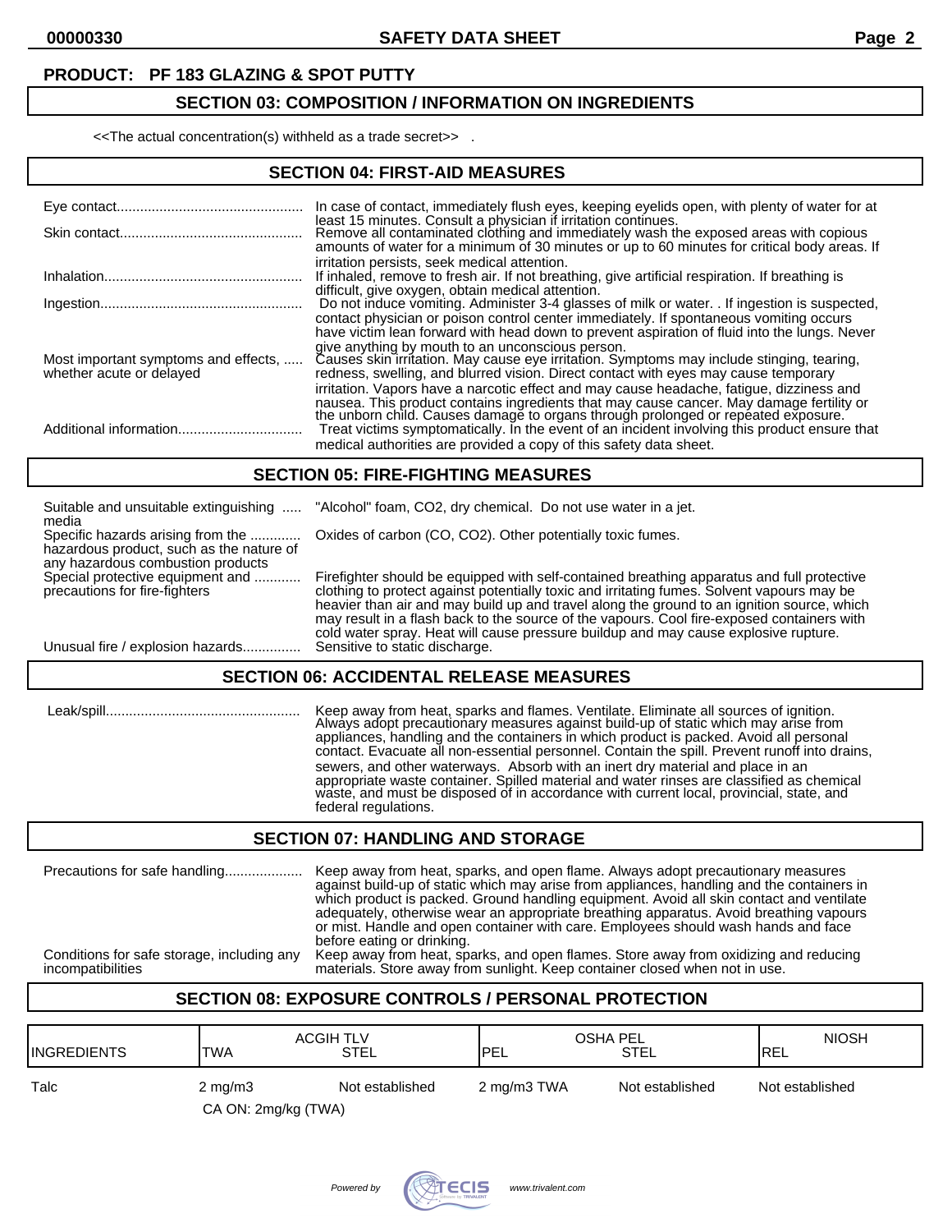**PRODUCT: PF 183 GLAZING & SPOT PUTTY**

## SECTION 03: COMPOSITION / INFORMATION ON INGREDIENTS

<<The actual concentration(s) withheld as a trade secret>> .

## SECTION 04: FIRST-AID MEASURES

| | |
|---|---|
| Eye contact | In case of contact, immediately flush eyes, keeping eyelids open, with plenty of water for at least 15 minutes. Consult a physician if irritation continues. |
| Skin contact | Remove all contaminated clothing and immediately wash the exposed areas with copious amounts of water for a minimum of 30 minutes or up to 60 minutes for critical body areas. If irritation persists, seek medical attention. |
| Inhalation | If inhaled, remove to fresh air. If not breathing, give artificial respiration. If breathing is difficult, give oxygen, obtain medical attention. |
| Ingestion | Do not induce vomiting. Administer 3-4 glasses of milk or water. . If ingestion is suspected, contact physician or poison control center immediately. If spontaneous vomiting occurs have victim lean forward with head down to prevent aspiration of fluid into the lungs. Never give anything by mouth to an unconscious person. |
| Most important symptoms and effects, whether acute or delayed | Causes skin irritation. May cause eye irritation. Symptoms may include stinging, tearing, redness, swelling, and blurred vision. Direct contact with eyes may cause temporary irritation. Vapors have a narcotic effect and may cause headache, fatigue, dizziness and nausea. This product contains ingredients that may cause cancer. May damage fertility or the unborn child. Causes damage to organs through prolonged or repeated exposure. |
| Additional information | Treat victims symptomatically. In the event of an incident involving this product ensure that medical authorities are provided a copy of this safety data sheet. |

## SECTION 05: FIRE-FIGHTING MEASURES

| | |
|---|---|
| Suitable and unsuitable extinguishing media | "Alcohol" foam, $CO_2$, dry chemical. Do not use water in a jet. |
| Specific hazards arising from the hazardous product, such as the nature of any hazardous combustion products | Oxides of carbon ($CO$, $CO_2$). Other potentially toxic fumes. |
| Special protective equipment and precautions for fire-fighters | Firefighter should be equipped with self-contained breathing apparatus and full protective clothing to protect against potentially toxic and irritating fumes. Solvent vapours may be heavier than air and may build up and travel along the ground to an ignition source, which may result in a flash back to the source of the vapours. Cool fire-exposed containers with cold water spray. Heat will cause pressure buildup and may cause explosive rupture. |
| Unusual fire / explosion hazards | Sensitive to static discharge. |

## SECTION 06: ACCIDENTAL RELEASE MEASURES

| | |
|---|---|
| Leak/spill | Keep away from heat, sparks and flames. Ventilate. Eliminate all sources of ignition. Always adopt precautionary measures against build-up of static which may arise from appliances, handling and the containers in which product is packed. Avoid all personal contact. Evacuate all non-essential personnel. Contain the spill. Prevent runoff into drains, sewers, and other waterways. Absorb with an inert dry material and place in an appropriate waste container. Spilled material and water rinses are classified as chemical waste, and must be disposed of in accordance with current local, provincial, state, and federal regulations. |

## SECTION 07: HANDLING AND STORAGE

| | |
|---|---|
| Precautions for safe handling | Keep away from heat, sparks, and open flame. Always adopt precautionary measures against build-up of static which may arise from appliances, handling and the containers in which product is packed. Ground handling equipment. Avoid all skin contact and ventilate adequately, otherwise wear an appropriate breathing apparatus. Avoid breathing vapours or mist. Handle and open container with care. Employees should wash hands and face before eating or drinking. |
| Conditions for safe storage, including any incompatibilities | Keep away from heat, sparks, and open flames. Store away from oxidizing and reducing materials. Store away from sunlight. Keep container closed when not in use. |

## SECTION 08: EXPOSURE CONTROLS / PERSONAL PROTECTION

| INGREDIENTS | ACGIH TLV TWA | ACGIH TLV STEL | OSHA PEL PEL | OSHA PEL STEL | NIOSH REL |
|---|---|---|---|---|---|
| Talc | 2 mg/m3<br>CA ON: 2mg/kg (TWA) | Not established | 2 mg/m3 TWA | Not established | Not established |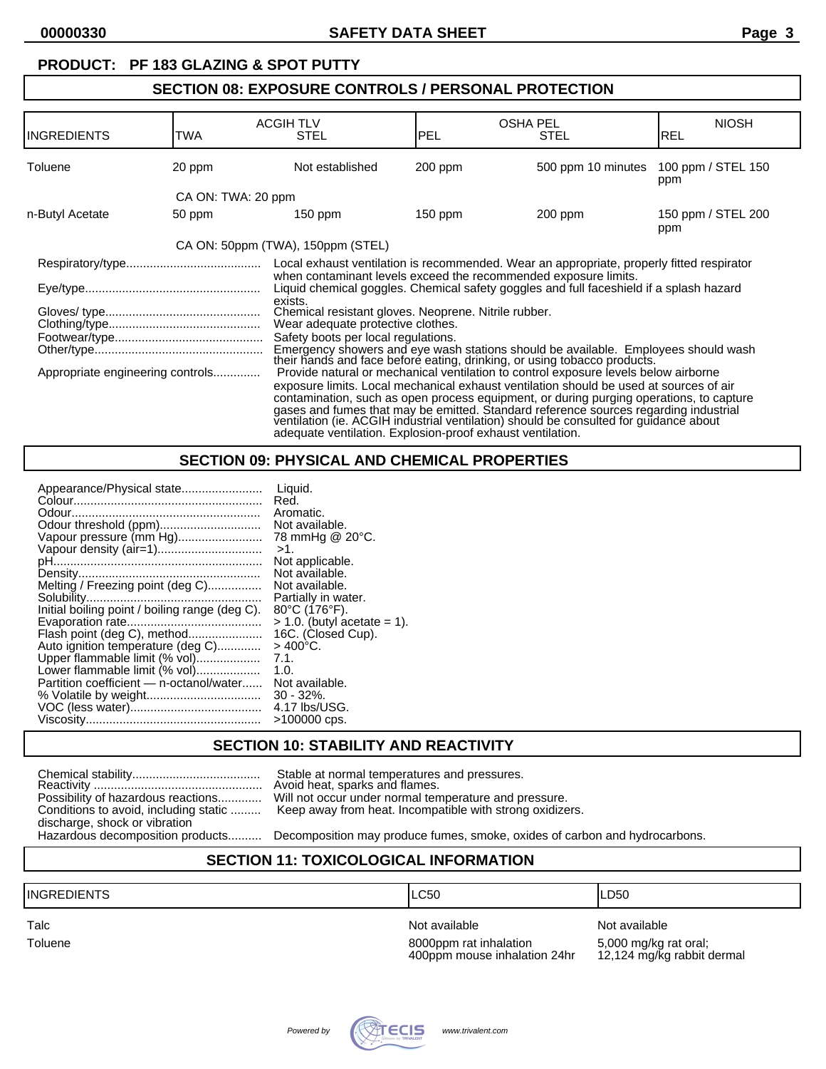**PRODUCT: PF 183 GLAZING & SPOT PUTTY**

## SECTION 08: EXPOSURE CONTROLS / PERSONAL PROTECTION

| INGREDIENTS | ACGIH TLV TWA | ACGIH TLV STEL | OSHA PEL PEL | OSHA PEL STEL | NIOSH REL |
|---|---|---|---|---|---|
| Toluene | 20 ppm | Not established | 200 ppm | 500 ppm 10 minutes | 100 ppm / STEL 150 ppm |
| | CA ON: TWA: 20 ppm | | | | |
| n-Butyl Acetate | 50 ppm | 150 ppm | 150 ppm | 200 ppm | 150 ppm / STEL 200 ppm |
| | CA ON: 50ppm (TWA), 150ppm (STEL) | | | | |

Respiratory/type........................................ Local exhaust ventilation is recommended. Wear an appropriate, properly fitted respirator when contaminant levels exceed the recommended exposure limits.

Eye/type.................................................... Liquid chemical goggles. Chemical safety goggles and full faceshield if a splash hazard exists.

Gloves/ type.............................................. Chemical resistant gloves. Neoprene. Nitrile rubber.

Clothing/type............................................. Wear adequate protective clothes.

Footwear/type............................................ Safety boots per local regulations.

Other/type.................................................. Emergency showers and eye wash stations should be available. Employees should wash their hands and face before eating, drinking, or using tobacco products.

Appropriate engineering controls.............. Provide natural or mechanical ventilation to control exposure levels below airborne exposure limits. Local mechanical exhaust ventilation should be used at sources of air contamination, such as open process equipment, or during purging operations, to capture gases and fumes that may be emitted. Standard reference sources regarding industrial ventilation (ie. ACGIH industrial ventilation) should be consulted for guidance about adequate ventilation. Explosion-proof exhaust ventilation.

## SECTION 09: PHYSICAL AND CHEMICAL PROPERTIES

Appearance/Physical state........................ Liquid.
Colour........................................................ Red.
Odour......................................................... Aromatic.
Odour threshold (ppm).............................. Not available.
Vapour pressure (mm Hg)......................... 78 mmHg @ 20°C.
Vapour density (air=1)............................... >1.
pH.............................................................. Not applicable.
Density...................................................... Not available.
Melting / Freezing point (deg C)................ Not available.
Solubility.................................................... Partially in water.
Initial boiling point / boiling range (deg C). 80°C (176°F).
Evaporation rate........................................ > 1.0. (butyl acetate = 1).
Flash point (deg C), method...................... 16C. (Closed Cup).
Auto ignition temperature (deg C)............. > 400°C.
Upper flammable limit (% vol)................... 7.1.
Lower flammable limit (% vol)................... 1.0.
Partition coefficient — n-octanol/water...... Not available.
% Volatile by weight.................................. 30 - 32%.
VOC (less water)....................................... 4.17 lbs/USG.
Viscosity.................................................... >100000 cps.

## SECTION 10: STABILITY AND REACTIVITY

Chemical stability...................................... Stable at normal temperatures and pressures.
Reactivity .................................................. Avoid heat, sparks and flames.
Possibility of hazardous reactions............. Will not occur under normal temperature and pressure.
Conditions to avoid, including static discharge, shock or vibration ......... Keep away from heat. Incompatible with strong oxidizers.
Hazardous decomposition products.......... Decomposition may produce fumes, smoke, oxides of carbon and hydrocarbons.

## SECTION 11: TOXICOLOGICAL INFORMATION

| INGREDIENTS | LC50 | LD50 |
|---|---|---|
| Talc | Not available | Not available |
| Toluene | 8000ppm rat inhalation<br>400ppm mouse inhalation 24hr | 5,000 mg/kg rat oral;<br>12,124 mg/kg rabbit dermal |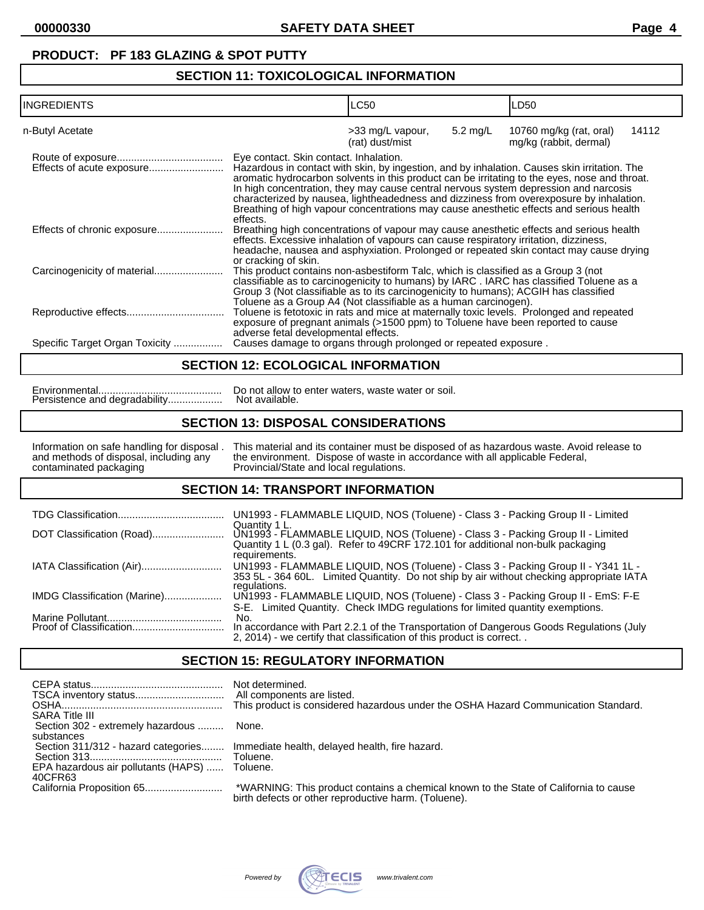**PRODUCT: PF 183 GLAZING & SPOT PUTTY**

## SECTION 11: TOXICOLOGICAL INFORMATION

| INGREDIENTS | LC50 | | LD50 | |
|---|---|---|---|---|
| n-Butyl Acetate | >33 mg/L vapour, (rat) dust/mist | 5.2 mg/L | 10760 mg/kg (rat, oral) | 14112 mg/kg (rabbit, dermal) |

Route of exposure: Eye contact. Skin contact. Inhalation.

Effects of acute exposure: Hazardous in contact with skin, by ingestion, and by inhalation. Causes skin irritation. The aromatic hydrocarbon solvents in this product can be irritating to the eyes, nose and throat. In high concentration, they may cause central nervous system depression and narcosis characterized by nausea, lightheadedness and dizziness from overexposure by inhalation. Breathing of high vapour concentrations may cause anesthetic effects and serious health effects.

Effects of chronic exposure: Breathing high concentrations of vapour may cause anesthetic effects and serious health effects. Excessive inhalation of vapours can cause respiratory irritation, dizziness, headache, nausea and asphyxiation. Prolonged or repeated skin contact may cause drying or cracking of skin.

Carcinogenicity of material: This product contains non-asbestiform Talc, which is classified as a Group 3 (not classifiable as to carcinogenicity to humans) by IARC . IARC has classified Toluene as a Group 3 (Not classifiable as to its carcinogenicity to humans); ACGIH has classified Toluene as a Group A4 (Not classifiable as a human carcinogen).

Reproductive effects: Toluene is fetotoxic in rats and mice at maternally toxic levels. Prolonged and repeated exposure of pregnant animals (>1500 ppm) to Toluene have been reported to cause adverse fetal developmental effects.

Specific Target Organ Toxicity: Causes damage to organs through prolonged or repeated exposure .

## SECTION 12: ECOLOGICAL INFORMATION

Environmental: Do not allow to enter waters, waste water or soil.

Persistence and degradability: Not available.

## SECTION 13: DISPOSAL CONSIDERATIONS

Information on safe handling for disposal . and methods of disposal, including any contaminated packaging: This material and its container must be disposed of as hazardous waste. Avoid release to the environment. Dispose of waste in accordance with all applicable Federal, Provincial/State and local regulations.

## SECTION 14: TRANSPORT INFORMATION

TDG Classification: UN1993 - FLAMMABLE LIQUID, NOS (Toluene) - Class 3 - Packing Group II - Limited Quantity 1 L.

DOT Classification (Road): UN1993 - FLAMMABLE LIQUID, NOS (Toluene) - Class 3 - Packing Group II - Limited Quantity 1 L (0.3 gal). Refer to 49CRF 172.101 for additional non-bulk packaging requirements.

IATA Classification (Air): UN1993 - FLAMMABLE LIQUID, NOS (Toluene) - Class 3 - Packing Group II - Y341 1L - 353 5L - 364 60L. Limited Quantity. Do not ship by air without checking appropriate IATA regulations.

IMDG Classification (Marine): UN1993 - FLAMMABLE LIQUID, NOS (Toluene) - Class 3 - Packing Group II - EmS: F-E S-E. Limited Quantity. Check IMDG regulations for limited quantity exemptions.

Marine Pollutant: No.

Proof of Classification: In accordance with Part 2.2.1 of the Transportation of Dangerous Goods Regulations (July 2, 2014) - we certify that classification of this product is correct. .

## SECTION 15: REGULATORY INFORMATION

CEPA status: Not determined.

TSCA inventory status: All components are listed.

OSHA: This product is considered hazardous under the OSHA Hazard Communication Standard.

SARA Title III

- Section 302 - extremely hazardous substances: None.
- Section 311/312 - hazard categories: Immediate health, delayed health, fire hazard.
- Section 313: Toluene.

EPA hazardous air pollutants (HAPS) 40CFR63: Toluene.

California Proposition 65: *WARNING: This product contains a chemical known to the State of California to cause birth defects or other reproductive harm. (Toluene).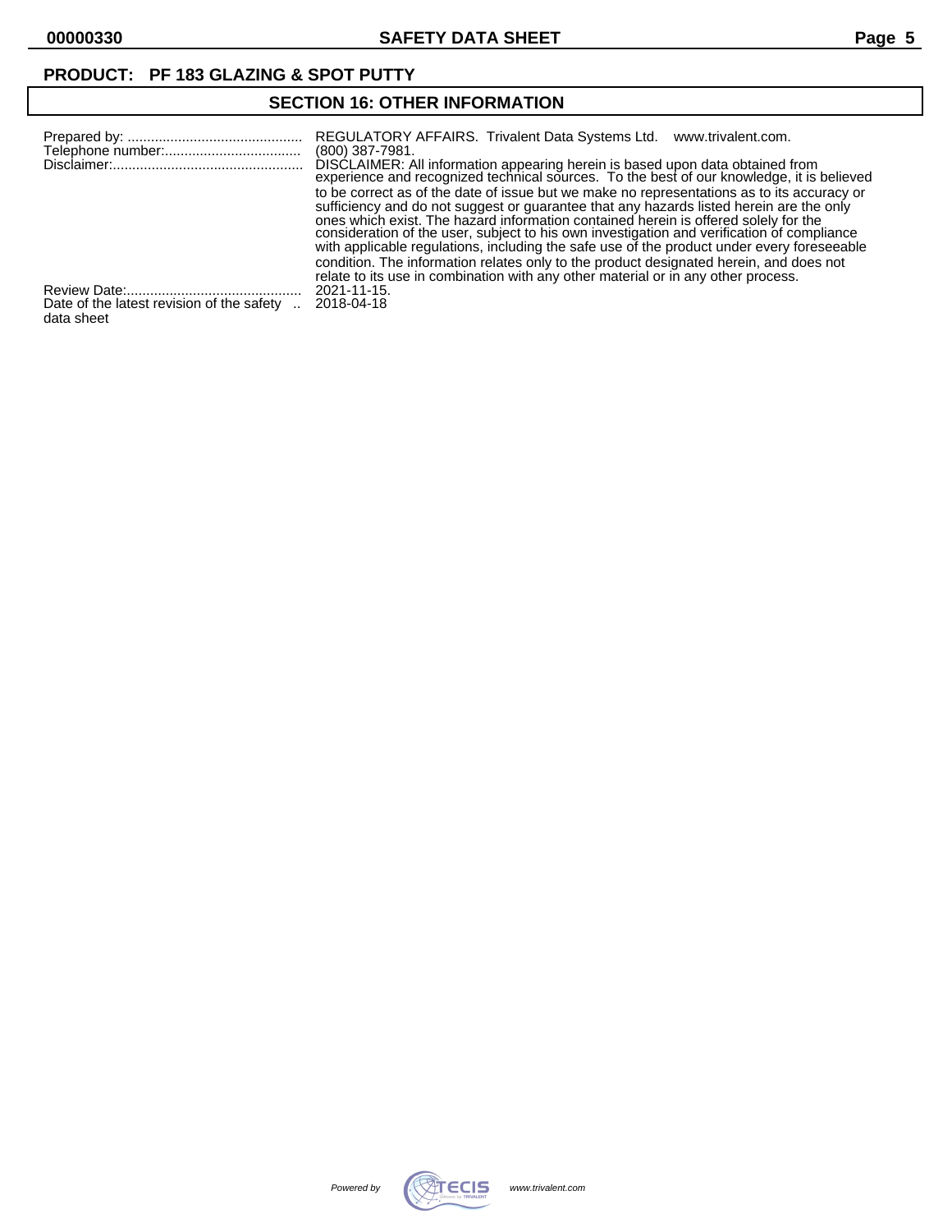**PRODUCT: PF 183 GLAZING & SPOT PUTTY**

## SECTION 16: OTHER INFORMATION

| | |
|---|---|
| Prepared by: | REGULATORY AFFAIRS. Trivalent Data Systems Ltd. www.trivalent.com. |
| Telephone number: | (800) 387-7981. |
| Disclaimer: | DISCLAIMER: All information appearing herein is based upon data obtained from experience and recognized technical sources. To the best of our knowledge, it is believed to be correct as of the date of issue but we make no representations as to its accuracy or sufficiency and do not suggest or guarantee that any hazards listed herein are the only ones which exist. The hazard information contained herein is offered solely for the consideration of the user, subject to his own investigation and verification of compliance with applicable regulations, including the safe use of the product under every foreseeable condition. The information relates only to the product designated herein, and does not relate to its use in combination with any other material or in any other process. |
| Review Date: | 2021-11-15. |
| Date of the latest revision of the safety data sheet | 2018-04-18 |

Powered by TECIS www.trivalent.com